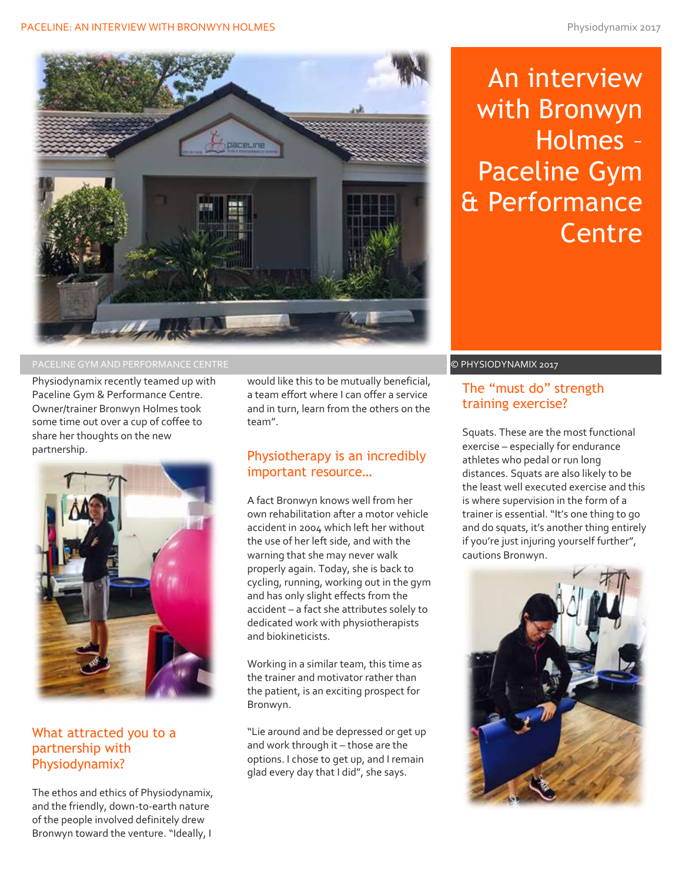# An interview with Bronwyn Holmes – Paceline Gym & Performance Centre

PACELINE GYM AND PERFORMANCE CENTRE

© PHYSIODYNAMIX 2017

Physiodynamix recently teamed up with Paceline Gym & Performance Centre. Owner/trainer Bronwyn Holmes took some time out over a cup of coffee to share her thoughts on the new partnership.

## What attracted you to a partnership with Physiodynamix?

The ethos and ethics of Physiodynamix, and the friendly, down-to-earth nature of the people involved definitely drew Bronwyn toward the venture. "Ideally, I would like this to be mutually beneficial, a team effort where I can offer a service and in turn, learn from the others on the team".

## Physiotherapy is an incredibly important resource…

A fact Bronwyn knows well from her own rehabilitation after a motor vehicle accident in 2004 which left her without the use of her left side, and with the warning that she may never walk properly again. Today, she is back to cycling, running, working out in the gym and has only slight effects from the accident – a fact she attributes solely to dedicated work with physiotherapists and biokineticists.

Working in a similar team, this time as the trainer and motivator rather than the patient, is an exciting prospect for Bronwyn.

"Lie around and be depressed or get up and work through it – those are the options. I chose to get up, and I remain glad every day that I did", she says.

## The "must do" strength training exercise?

Squats. These are the most functional exercise – especially for endurance athletes who pedal or run long distances. Squats are also likely to be the least well executed exercise and this is where supervision in the form of a trainer is essential. "It's one thing to go and do squats, it's another thing entirely if you're just injuring yourself further", cautions Bronwyn.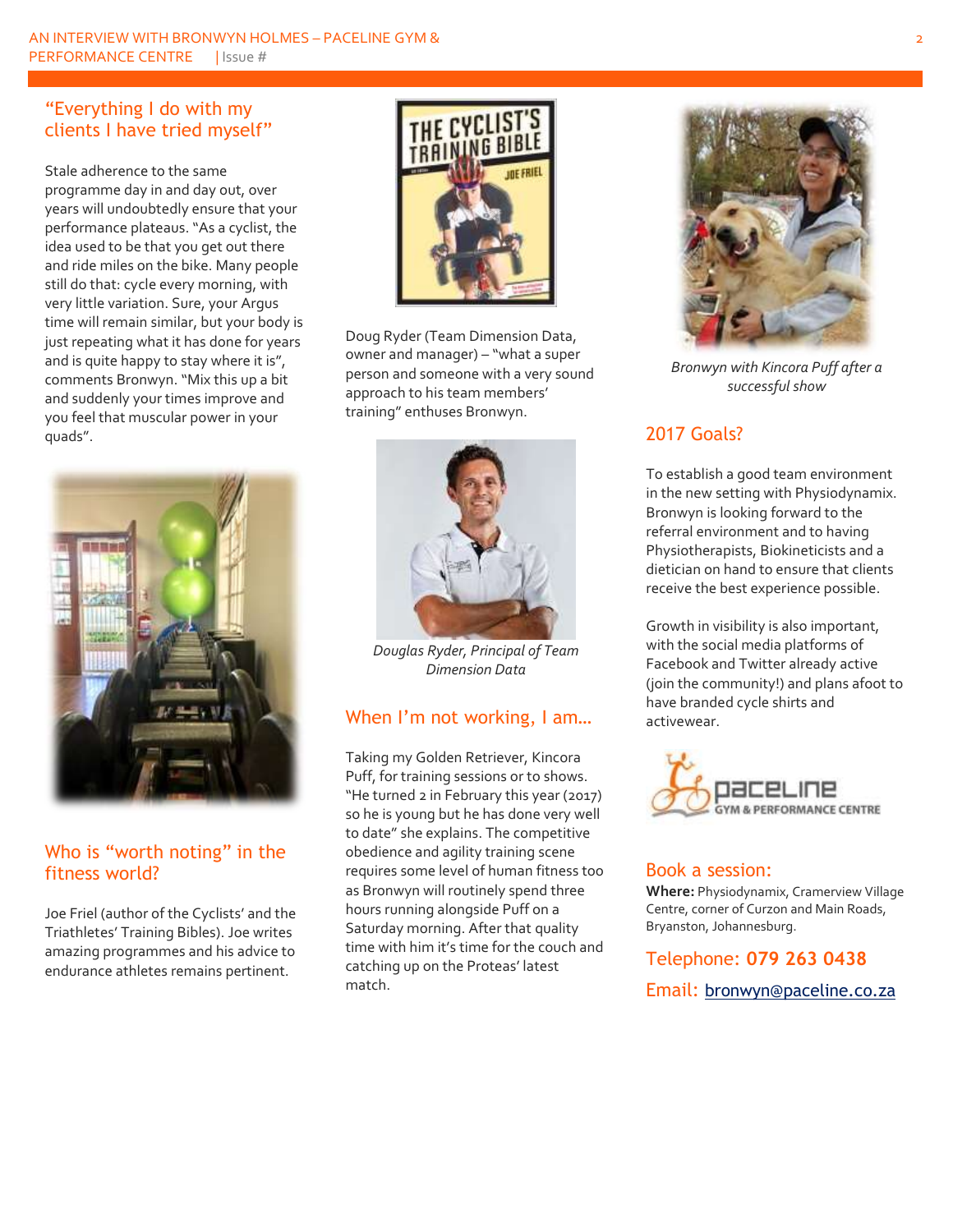## "Everything I do with my clients I have tried myself"

Stale adherence to the same programme day in and day out, over years will undoubtedly ensure that your performance plateaus. "As a cyclist, the idea used to be that you get out there and ride miles on the bike. Many people still do that: cycle every morning, with very little variation. Sure, your Argus time will remain similar, but your body is just repeating what it has done for years and is quite happy to stay where it is", comments Bronwyn. "Mix this up a bit and suddenly your times improve and you feel that muscular power in your quads".

## Who is "worth noting" in the fitness world?

Joe Friel (author of the Cyclists' and the Triathletes' Training Bibles). Joe writes amazing programmes and his advice to endurance athletes remains pertinent.

Doug Ryder (Team Dimension Data, owner and manager) – "what a super person and someone with a very sound approach to his team members' training" enthuses Bronwyn.

*Douglas Ryder, Principal of Team Dimension Data*

## When I'm not working, I am…

Taking my Golden Retriever, Kincora Puff, for training sessions or to shows. "He turned 2 in February this year (2017) so he is young but he has done very well to date" she explains. The competitive obedience and agility training scene requires some level of human fitness too as Bronwyn will routinely spend three hours running alongside Puff on a Saturday morning. After that quality time with him it's time for the couch and catching up on the Proteas' latest match.

*Bronwyn with Kincora Puff after a successful show*

## 2017 Goals?

To establish a good team environment in the new setting with Physiodynamix. Bronwyn is looking forward to the referral environment and to having Physiotherapists, Biokineticists and a dietician on hand to ensure that clients receive the best experience possible.

Growth in visibility is also important, with the social media platforms of Facebook and Twitter already active (join the community!) and plans afoot to have branded cycle shirts and activewear.

paceline GYM & PERFORMANCE CENTRE

## Book a session:

**Where:** Physiodynamix, Cramerview Village Centre, corner of Curzon and Main Roads, Bryanston, Johannesburg.

Telephone: **079 263 0438**

Email: bronwyn@paceline.co.za